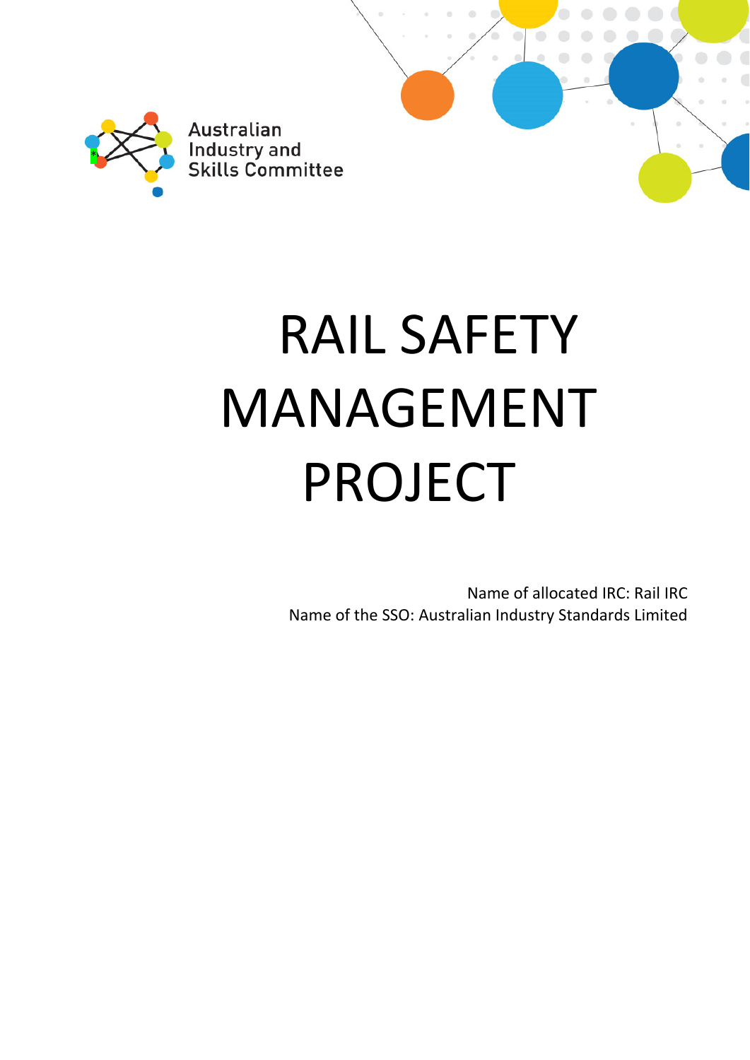Australian Industry and Skills Committee

# RAIL SAFETY MANAGEMENT PROJECT

Name of allocated IRC: Rail IRC
Name of the SSO: Australian Industry Standards Limited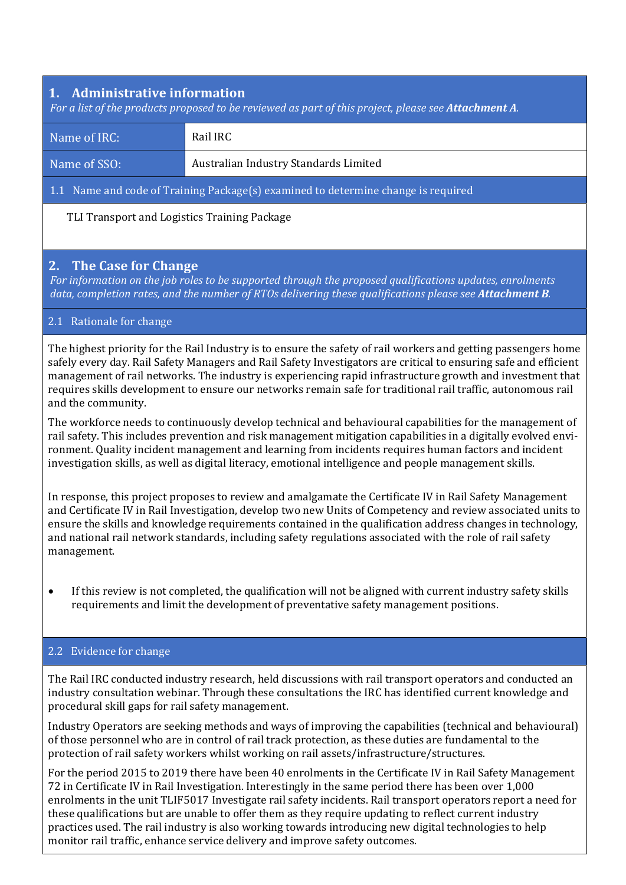## 1. Administrative information

*For a list of the products proposed to be reviewed as part of this project, please see **Attachment A**.*

| Name of IRC: | Rail IRC |
|---|---|
| Name of SSO: | Australian Industry Standards Limited |

### 1.1 Name and code of Training Package(s) examined to determine change is required

TLI Transport and Logistics Training Package

## 2. The Case for Change

*For information on the job roles to be supported through the proposed qualifications updates, enrolments data, completion rates, and the number of RTOs delivering these qualifications please see **Attachment B**.*

### 2.1 Rationale for change

The highest priority for the Rail Industry is to ensure the safety of rail workers and getting passengers home safely every day. Rail Safety Managers and Rail Safety Investigators are critical to ensuring safe and efficient management of rail networks. The industry is experiencing rapid infrastructure growth and investment that requires skills development to ensure our networks remain safe for traditional rail traffic, autonomous rail and the community.

The workforce needs to continuously develop technical and behavioural capabilities for the management of rail safety. This includes prevention and risk management mitigation capabilities in a digitally evolved environment. Quality incident management and learning from incidents requires human factors and incident investigation skills, as well as digital literacy, emotional intelligence and people management skills.

In response, this project proposes to review and amalgamate the Certificate IV in Rail Safety Management and Certificate IV in Rail Investigation, develop two new Units of Competency and review associated units to ensure the skills and knowledge requirements contained in the qualification address changes in technology, and national rail network standards, including safety regulations associated with the role of rail safety management.

- If this review is not completed, the qualification will not be aligned with current industry safety skills requirements and limit the development of preventative safety management positions.

### 2.2 Evidence for change

The Rail IRC conducted industry research, held discussions with rail transport operators and conducted an industry consultation webinar. Through these consultations the IRC has identified current knowledge and procedural skill gaps for rail safety management.

Industry Operators are seeking methods and ways of improving the capabilities (technical and behavioural) of those personnel who are in control of rail track protection, as these duties are fundamental to the protection of rail safety workers whilst working on rail assets/infrastructure/structures.

For the period 2015 to 2019 there have been 40 enrolments in the Certificate IV in Rail Safety Management 72 in Certificate IV in Rail Investigation. Interestingly in the same period there has been over 1,000 enrolments in the unit TLIF5017 Investigate rail safety incidents. Rail transport operators report a need for these qualifications but are unable to offer them as they require updating to reflect current industry practices used. The rail industry is also working towards introducing new digital technologies to help monitor rail traffic, enhance service delivery and improve safety outcomes.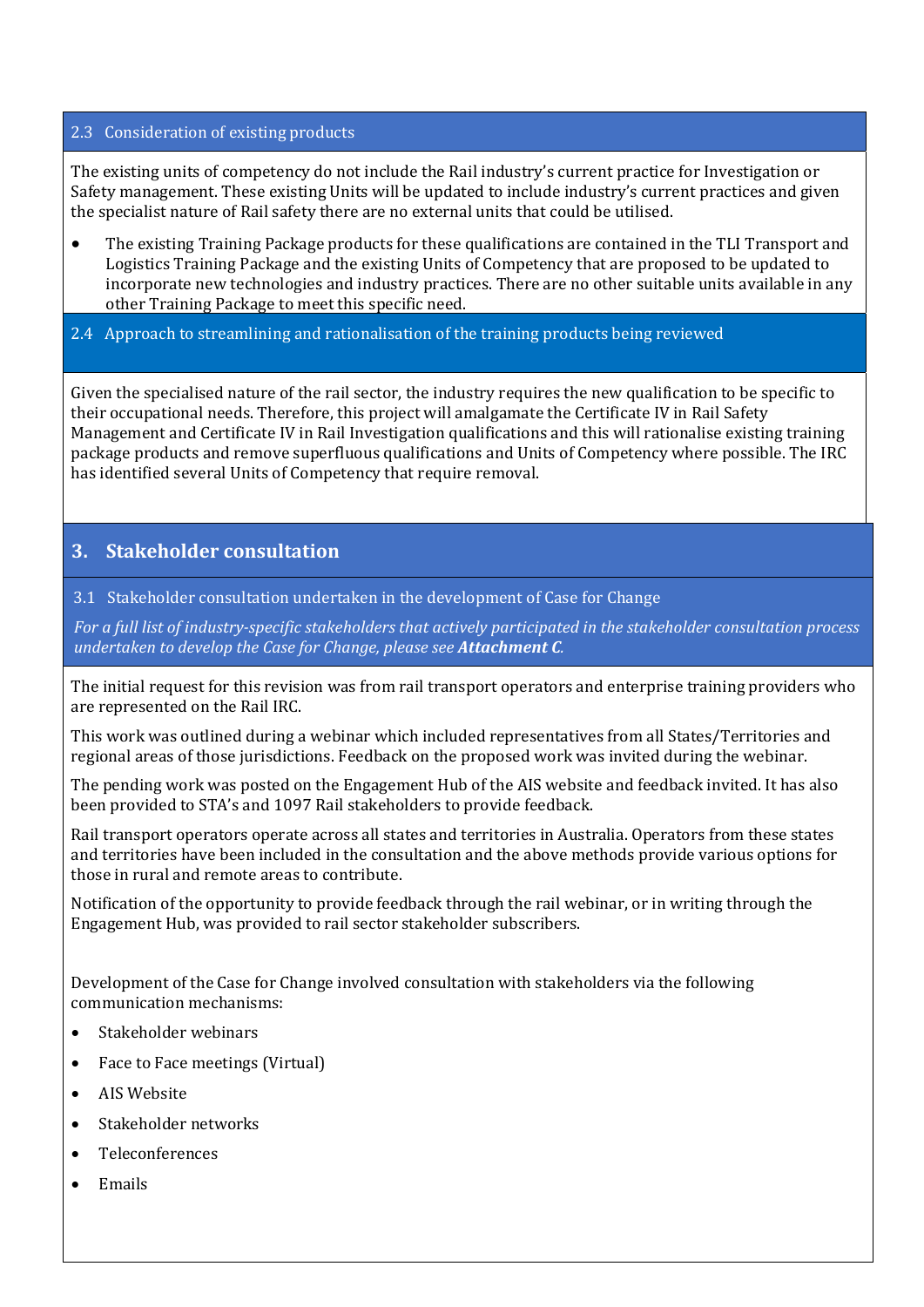### 2.3 Consideration of existing products

The existing units of competency do not include the Rail industry's current practice for Investigation or Safety management. These existing Units will be updated to include industry's current practices and given the specialist nature of Rail safety there are no external units that could be utilised.

- The existing Training Package products for these qualifications are contained in the TLI Transport and Logistics Training Package and the existing Units of Competency that are proposed to be updated to incorporate new technologies and industry practices. There are no other suitable units available in any other Training Package to meet this specific need.

### 2.4 Approach to streamlining and rationalisation of the training products being reviewed

Given the specialised nature of the rail sector, the industry requires the new qualification to be specific to their occupational needs. Therefore, this project will amalgamate the Certificate IV in Rail Safety Management and Certificate IV in Rail Investigation qualifications and this will rationalise existing training package products and remove superfluous qualifications and Units of Competency where possible. The IRC has identified several Units of Competency that require removal.

## 3. Stakeholder consultation

### 3.1 Stakeholder consultation undertaken in the development of Case for Change

*For a full list of industry-specific stakeholders that actively participated in the stakeholder consultation process undertaken to develop the Case for Change, please see* ***Attachment C****.*

The initial request for this revision was from rail transport operators and enterprise training providers who are represented on the Rail IRC.

This work was outlined during a webinar which included representatives from all States/Territories and regional areas of those jurisdictions. Feedback on the proposed work was invited during the webinar.

The pending work was posted on the Engagement Hub of the AIS website and feedback invited. It has also been provided to STA's and 1097 Rail stakeholders to provide feedback.

Rail transport operators operate across all states and territories in Australia. Operators from these states and territories have been included in the consultation and the above methods provide various options for those in rural and remote areas to contribute.

Notification of the opportunity to provide feedback through the rail webinar, or in writing through the Engagement Hub, was provided to rail sector stakeholder subscribers.

Development of the Case for Change involved consultation with stakeholders via the following communication mechanisms:

- Stakeholder webinars
- Face to Face meetings (Virtual)
- AIS Website
- Stakeholder networks
- Teleconferences
- Emails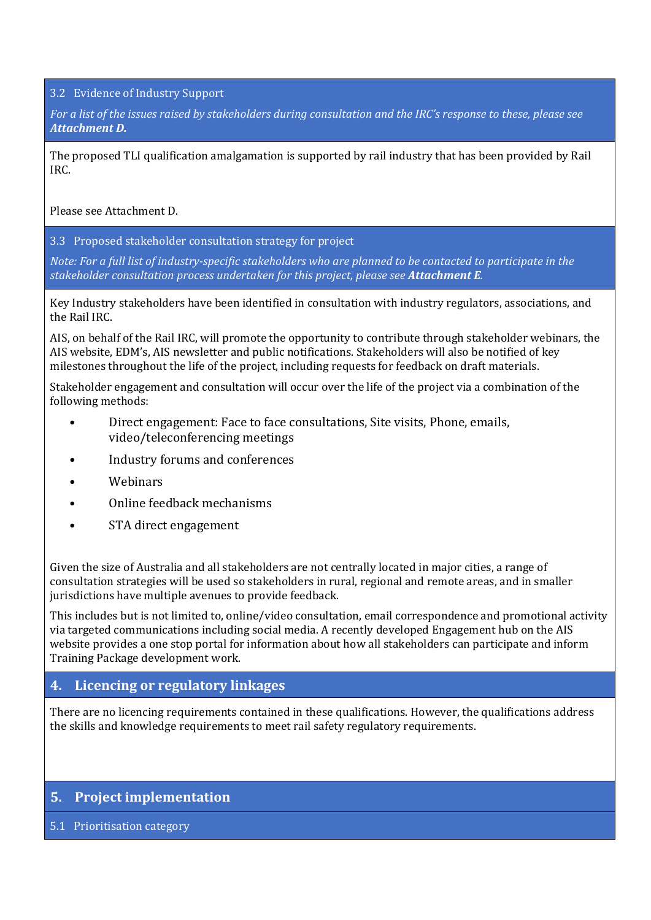### 3.2 Evidence of Industry Support

*For a list of the issues raised by stakeholders during consultation and the IRC's response to these, please see **Attachment D.***

The proposed TLI qualification amalgamation is supported by rail industry that has been provided by Rail IRC.

Please see Attachment D.

### 3.3 Proposed stakeholder consultation strategy for project

*Note: For a full list of industry-specific stakeholders who are planned to be contacted to participate in the stakeholder consultation process undertaken for this project, please see **Attachment E**.*

Key Industry stakeholders have been identified in consultation with industry regulators, associations, and the Rail IRC.

AIS, on behalf of the Rail IRC, will promote the opportunity to contribute through stakeholder webinars, the AIS website, EDM's, AIS newsletter and public notifications. Stakeholders will also be notified of key milestones throughout the life of the project, including requests for feedback on draft materials.

Stakeholder engagement and consultation will occur over the life of the project via a combination of the following methods:

- Direct engagement: Face to face consultations, Site visits, Phone, emails, video/teleconferencing meetings
- Industry forums and conferences
- Webinars
- Online feedback mechanisms
- STA direct engagement

Given the size of Australia and all stakeholders are not centrally located in major cities, a range of consultation strategies will be used so stakeholders in rural, regional and remote areas, and in smaller jurisdictions have multiple avenues to provide feedback.

This includes but is not limited to, online/video consultation, email correspondence and promotional activity via targeted communications including social media. A recently developed Engagement hub on the AIS website provides a one stop portal for information about how all stakeholders can participate and inform Training Package development work.

## 4. Licencing or regulatory linkages

There are no licencing requirements contained in these qualifications. However, the qualifications address the skills and knowledge requirements to meet rail safety regulatory requirements.

## 5. Project implementation

### 5.1 Prioritisation category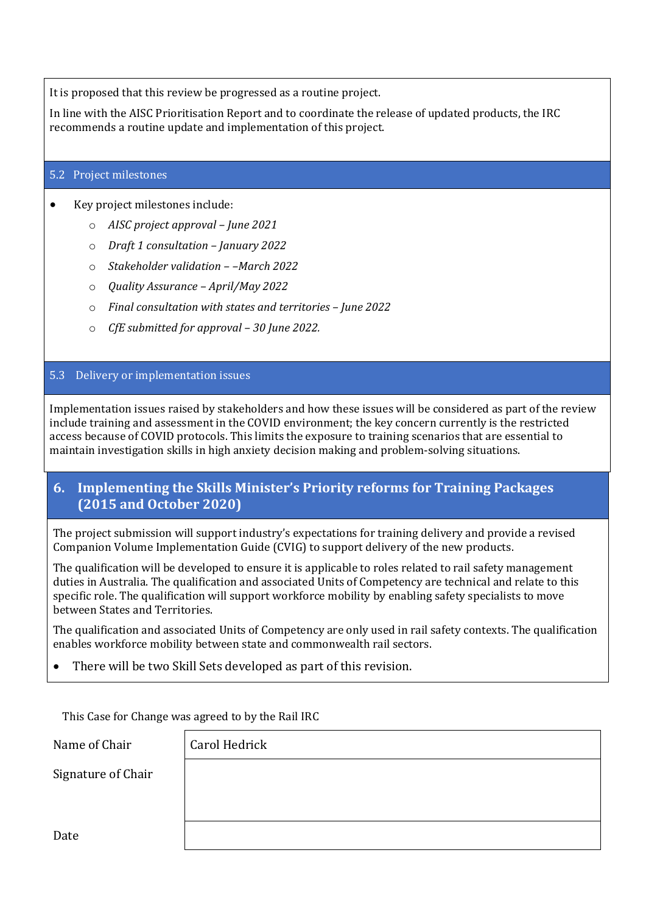It is proposed that this review be progressed as a routine project.

In line with the AISC Prioritisation Report and to coordinate the release of updated products, the IRC recommends a routine update and implementation of this project.

### 5.2 Project milestones

- Key project milestones include:
  - *AISC project approval – June 2021*
  - *Draft 1 consultation – January 2022*
  - *Stakeholder validation – –March 2022*
  - *Quality Assurance – April/May 2022*
  - *Final consultation with states and territories – June 2022*
  - *CfE submitted for approval – 30 June 2022.*

### 5.3 Delivery or implementation issues

Implementation issues raised by stakeholders and how these issues will be considered as part of the review include training and assessment in the COVID environment; the key concern currently is the restricted access because of COVID protocols. This limits the exposure to training scenarios that are essential to maintain investigation skills in high anxiety decision making and problem-solving situations.

## 6. Implementing the Skills Minister's Priority reforms for Training Packages (2015 and October 2020)

The project submission will support industry's expectations for training delivery and provide a revised Companion Volume Implementation Guide (CVIG) to support delivery of the new products.

The qualification will be developed to ensure it is applicable to roles related to rail safety management duties in Australia. The qualification and associated Units of Competency are technical and relate to this specific role. The qualification will support workforce mobility by enabling safety specialists to move between States and Territories.

The qualification and associated Units of Competency are only used in rail safety contexts. The qualification enables workforce mobility between state and commonwealth rail sectors.

- There will be two Skill Sets developed as part of this revision.

This Case for Change was agreed to by the Rail IRC

| | |
|---|---|
| Name of Chair | Carol Hedrick |
| Signature of Chair | |
| Date | |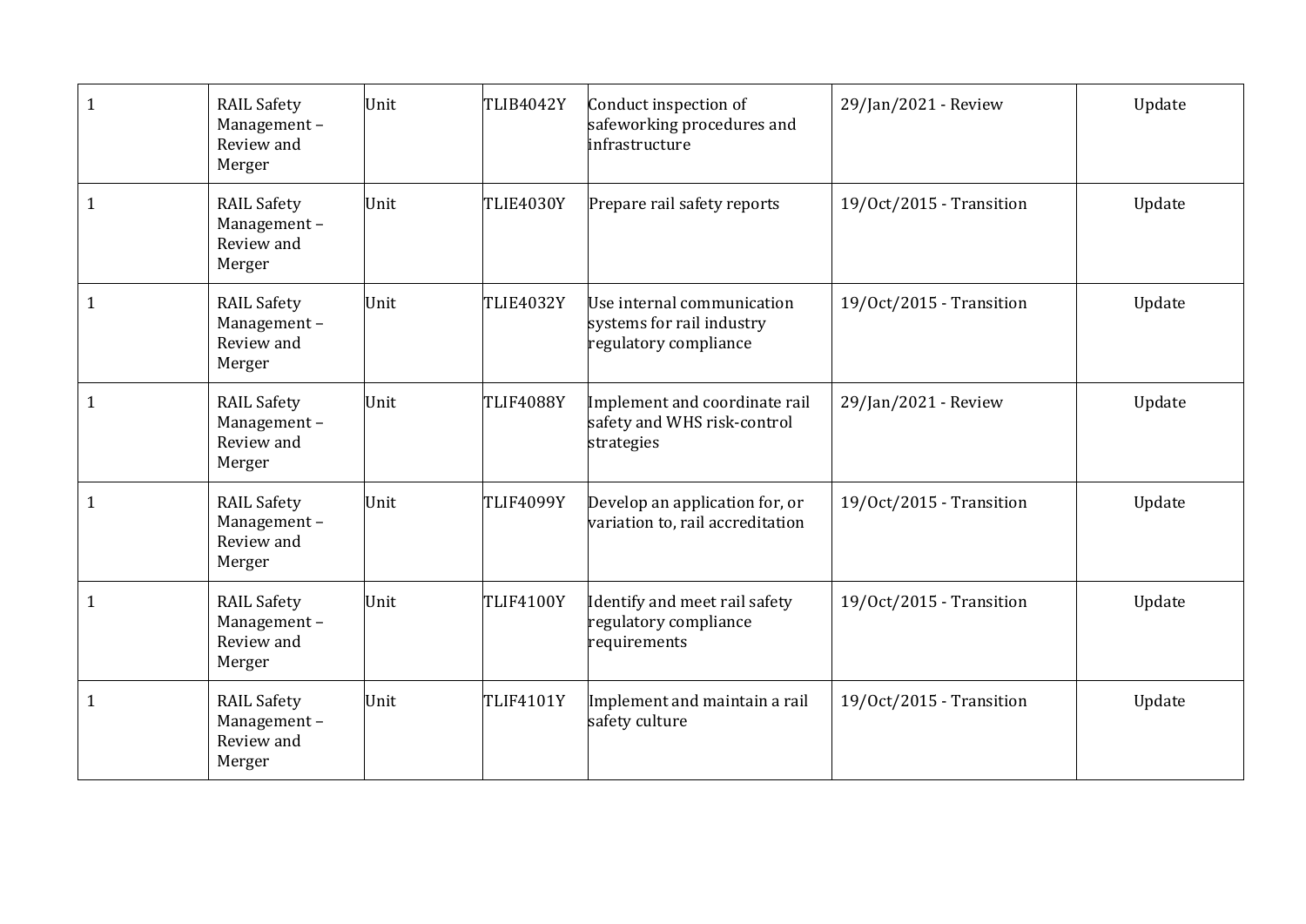| | | | | | | |
|---|---|---|---|---|---|---|
| 1 | RAIL Safety Management – Review and Merger | Unit | TLIB4042Y | Conduct inspection of safeworking procedures and infrastructure | 29/Jan/2021 - Review | Update |
| 1 | RAIL Safety Management – Review and Merger | Unit | TLIE4030Y | Prepare rail safety reports | 19/Oct/2015 - Transition | Update |
| 1 | RAIL Safety Management – Review and Merger | Unit | TLIE4032Y | Use internal communication systems for rail industry regulatory compliance | 19/Oct/2015 - Transition | Update |
| 1 | RAIL Safety Management – Review and Merger | Unit | TLIF4088Y | Implement and coordinate rail safety and WHS risk-control strategies | 29/Jan/2021 - Review | Update |
| 1 | RAIL Safety Management – Review and Merger | Unit | TLIF4099Y | Develop an application for, or variation to, rail accreditation | 19/Oct/2015 - Transition | Update |
| 1 | RAIL Safety Management – Review and Merger | Unit | TLIF4100Y | Identify and meet rail safety regulatory compliance requirements | 19/Oct/2015 - Transition | Update |
| 1 | RAIL Safety Management – Review and Merger | Unit | TLIF4101Y | Implement and maintain a rail safety culture | 19/Oct/2015 - Transition | Update |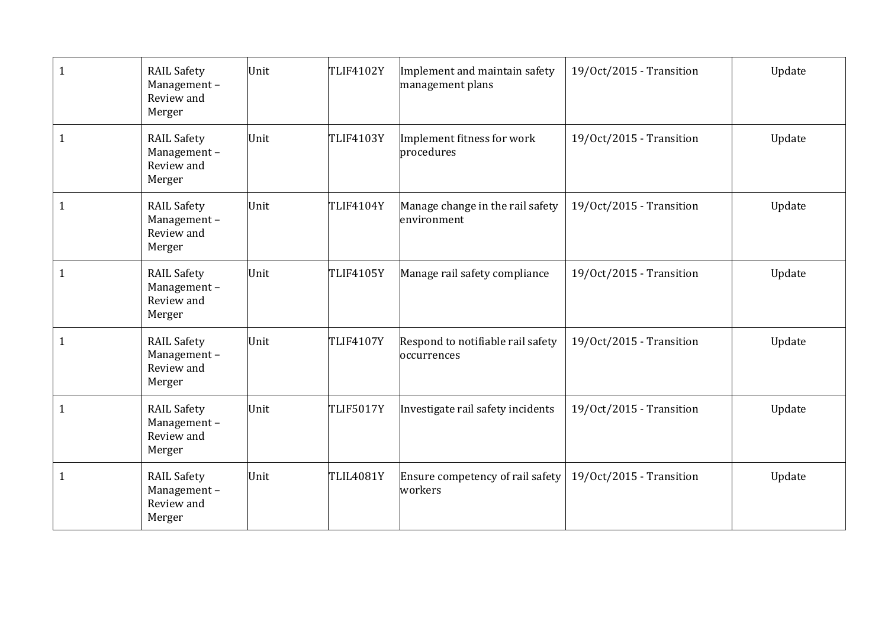| 1 | RAIL Safety Management – Review and Merger | Unit | TLIF4102Y | Implement and maintain safety management plans | 19/Oct/2015 - Transition | Update |
|---|---|---|---|---|---|---|
| 1 | RAIL Safety Management – Review and Merger | Unit | TLIF4103Y | Implement fitness for work procedures | 19/Oct/2015 - Transition | Update |
| 1 | RAIL Safety Management – Review and Merger | Unit | TLIF4104Y | Manage change in the rail safety environment | 19/Oct/2015 - Transition | Update |
| 1 | RAIL Safety Management – Review and Merger | Unit | TLIF4105Y | Manage rail safety compliance | 19/Oct/2015 - Transition | Update |
| 1 | RAIL Safety Management – Review and Merger | Unit | TLIF4107Y | Respond to notifiable rail safety occurrences | 19/Oct/2015 - Transition | Update |
| 1 | RAIL Safety Management – Review and Merger | Unit | TLIF5017Y | Investigate rail safety incidents | 19/Oct/2015 - Transition | Update |
| 1 | RAIL Safety Management – Review and Merger | Unit | TLIL4081Y | Ensure competency of rail safety workers | 19/Oct/2015 - Transition | Update |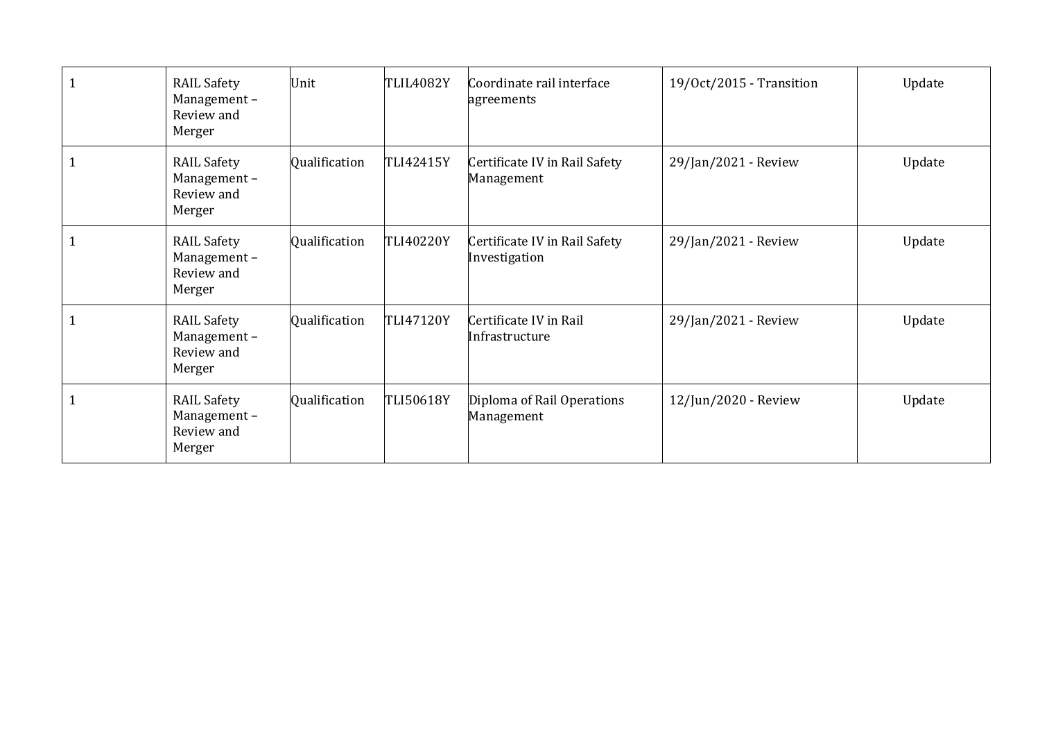| | | | | | | |
|---|---|---|---|---|---|---|
| 1 | RAIL Safety Management – Review and Merger | Unit | TLIL4082Y | Coordinate rail interface agreements | 19/Oct/2015 - Transition | Update |
| 1 | RAIL Safety Management – Review and Merger | Qualification | TLI42415Y | Certificate IV in Rail Safety Management | 29/Jan/2021 - Review | Update |
| 1 | RAIL Safety Management – Review and Merger | Qualification | TLI40220Y | Certificate IV in Rail Safety Investigation | 29/Jan/2021 - Review | Update |
| 1 | RAIL Safety Management – Review and Merger | Qualification | TLI47120Y | Certificate IV in Rail Infrastructure | 29/Jan/2021 - Review | Update |
| 1 | RAIL Safety Management – Review and Merger | Qualification | TLI50618Y | Diploma of Rail Operations Management | 12/Jun/2020 - Review | Update |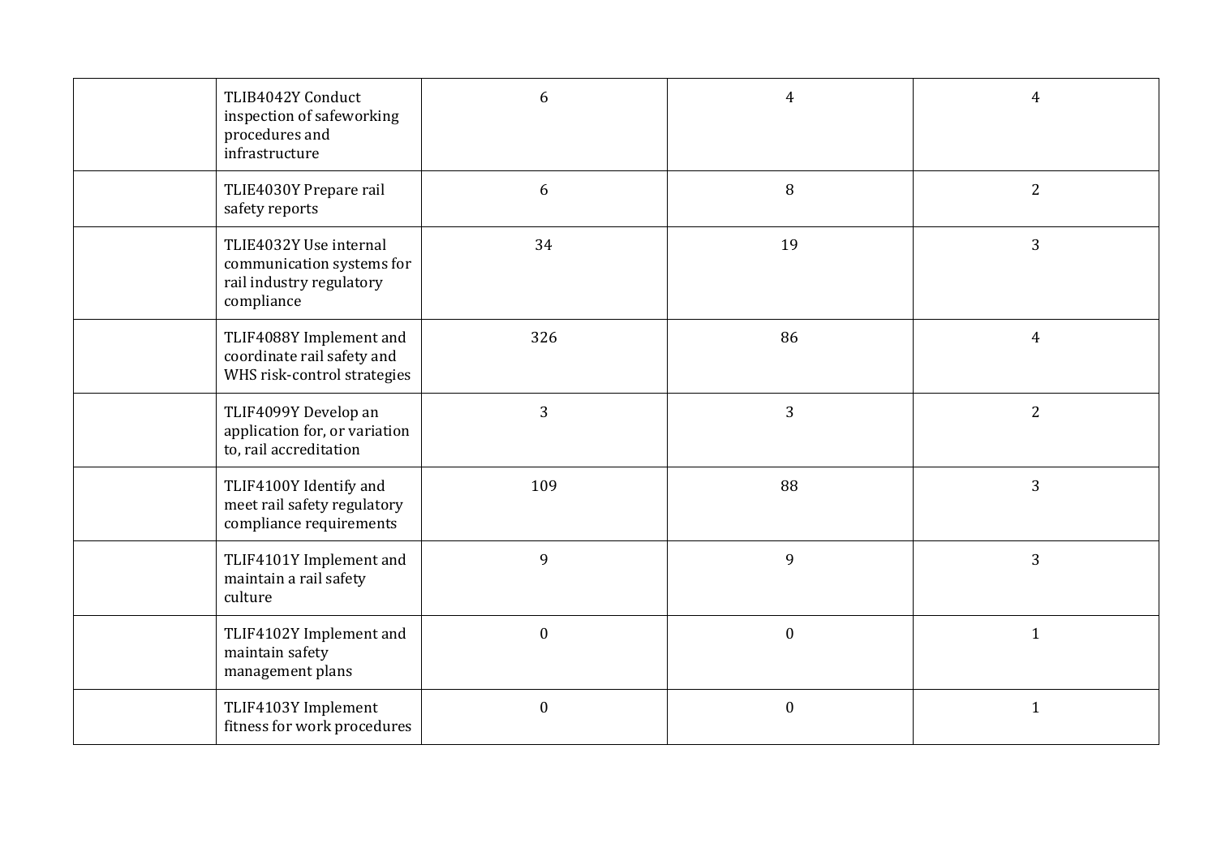| | | | | |
|---|---|---|---|---|
| | TLIB4042Y Conduct inspection of safeworking procedures and infrastructure | 6 | 4 | 4 |
| | TLIE4030Y Prepare rail safety reports | 6 | 8 | 2 |
| | TLIE4032Y Use internal communication systems for rail industry regulatory compliance | 34 | 19 | 3 |
| | TLIF4088Y Implement and coordinate rail safety and WHS risk-control strategies | 326 | 86 | 4 |
| | TLIF4099Y Develop an application for, or variation to, rail accreditation | 3 | 3 | 2 |
| | TLIF4100Y Identify and meet rail safety regulatory compliance requirements | 109 | 88 | 3 |
| | TLIF4101Y Implement and maintain a rail safety culture | 9 | 9 | 3 |
| | TLIF4102Y Implement and maintain safety management plans | 0 | 0 | 1 |
| | TLIF4103Y Implement fitness for work procedures | 0 | 0 | 1 |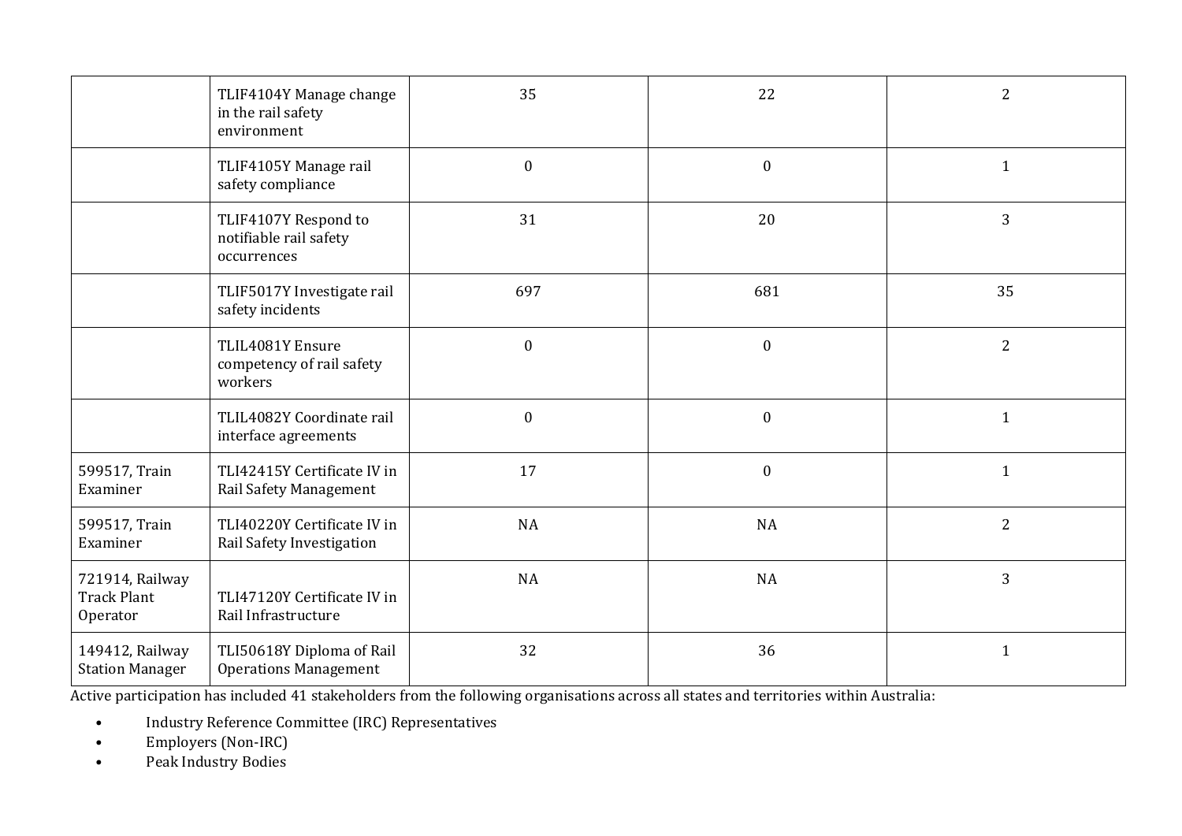| | | | | |
|---|---|---|---|---|
| | TLIF4104Y Manage change in the rail safety environment | 35 | 22 | 2 |
| | TLIF4105Y Manage rail safety compliance | 0 | 0 | 1 |
| | TLIF4107Y Respond to notifiable rail safety occurrences | 31 | 20 | 3 |
| | TLIF5017Y Investigate rail safety incidents | 697 | 681 | 35 |
| | TLIL4081Y Ensure competency of rail safety workers | 0 | 0 | 2 |
| | TLIL4082Y Coordinate rail interface agreements | 0 | 0 | 1 |
| 599517, Train Examiner | TLI42415Y Certificate IV in Rail Safety Management | 17 | 0 | 1 |
| 599517, Train Examiner | TLI40220Y Certificate IV in Rail Safety Investigation | NA | NA | 2 |
| 721914, Railway Track Plant Operator | TLI47120Y Certificate IV in Rail Infrastructure | NA | NA | 3 |
| 149412, Railway Station Manager | TLI50618Y Diploma of Rail Operations Management | 32 | 36 | 1 |

Active participation has included 41 stakeholders from the following organisations across all states and territories within Australia:

- Industry Reference Committee (IRC) Representatives
- Employers (Non-IRC)
- Peak Industry Bodies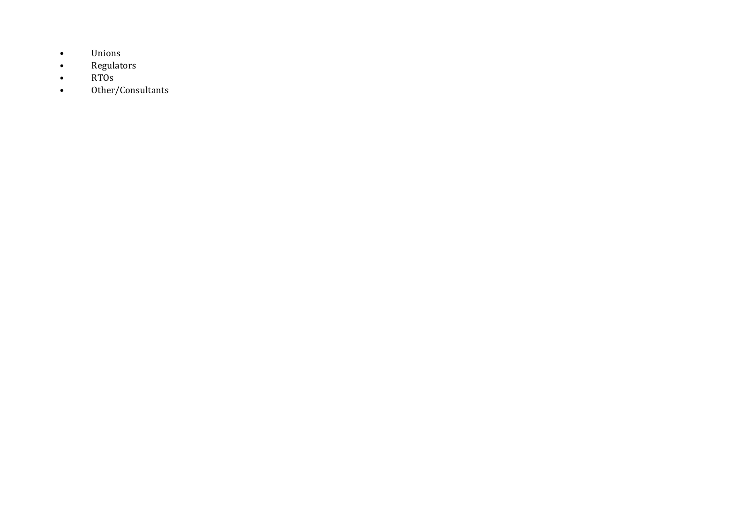- Unions
- Regulators
- RTOs
- Other/Consultants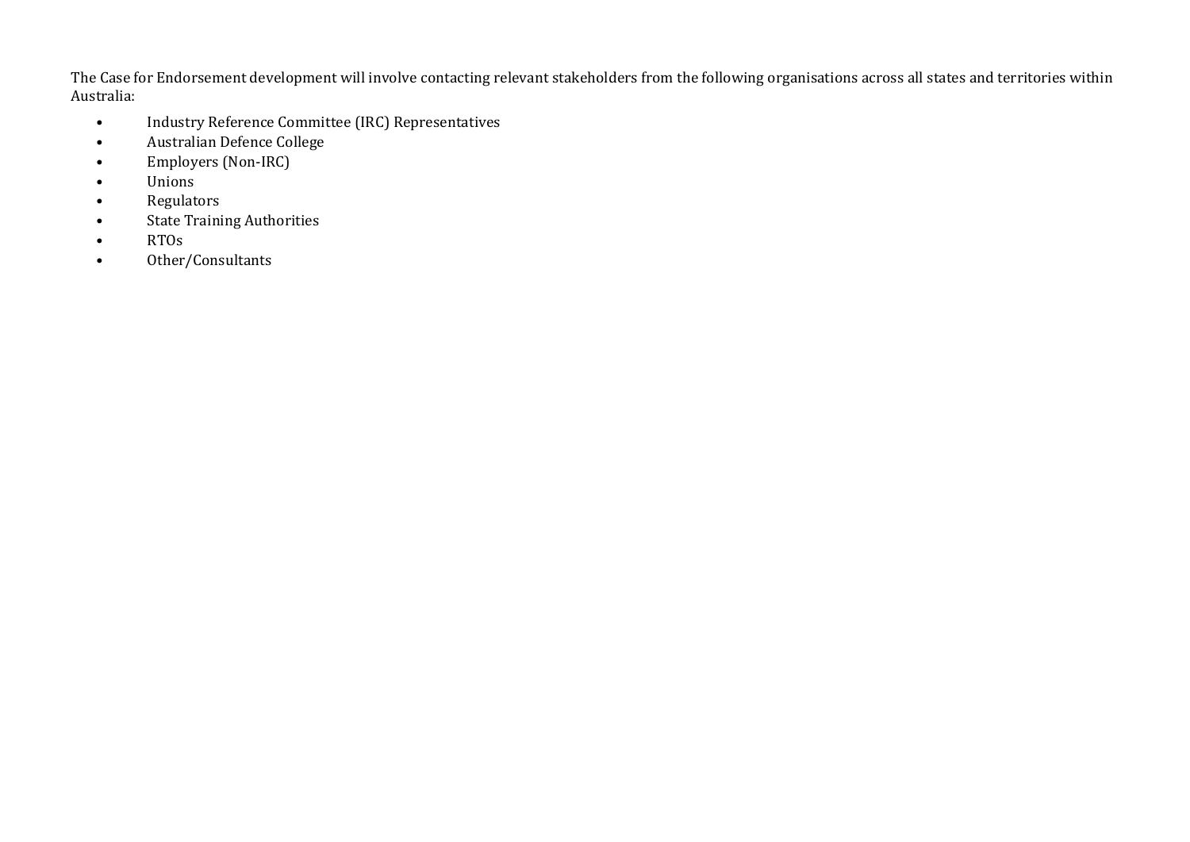The Case for Endorsement development will involve contacting relevant stakeholders from the following organisations across all states and territories within Australia:

- Industry Reference Committee (IRC) Representatives
- Australian Defence College
- Employers (Non-IRC)
- Unions
- Regulators
- State Training Authorities
- RTOs
- Other/Consultants